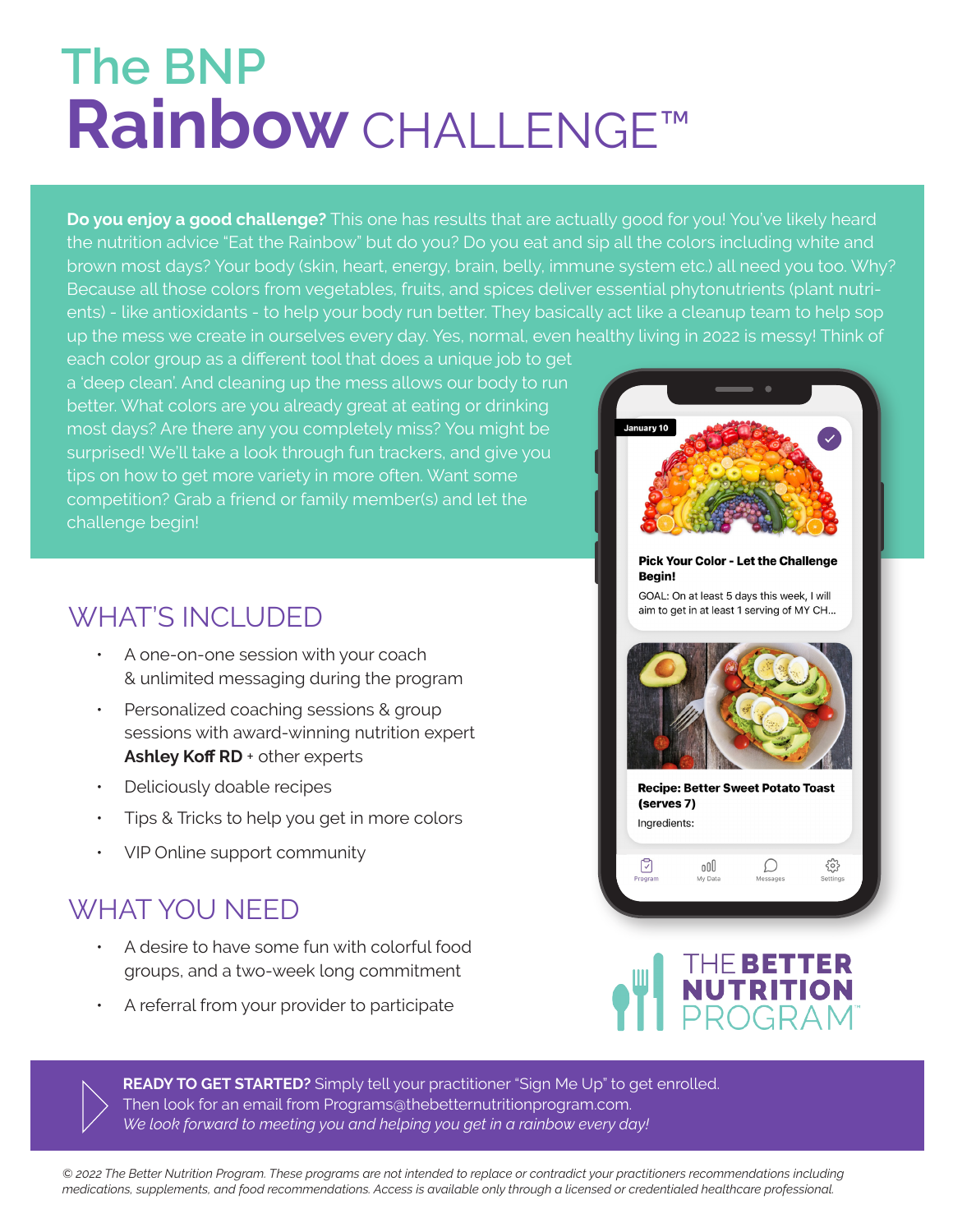# The BNP Rainbow CHALLENGE™

**Do you enjoy a good challenge?** This one has results that are actually good for you! You've likely heard the nutrition advice "Eat the Rainbow" but do you? Do you eat and sip all the colors including white and brown most days? Your body (skin, heart, energy, brain, belly, immune system etc.) all need you too. Why? Because all those colors from vegetables, fruits, and spices deliver essential phytonutrients (plant nutrients) - like antioxidants - to help your body run better. They basically act like a cleanup team to help sop up the mess we create in ourselves every day. Yes, normal, even healthy living in 2022 is messy! Think of each color group as a different tool that does a unique job to get a 'deep clean'. And cleaning up the mess allows our body to run better. What colors are you already great at eating or drinking most days? Are there any you completely miss? You might be surprised! We'll take a look through fun trackers, and give you tips on how to get more variety in more often. Want some competition? Grab a friend or family member(s) and let the challenge begin!

January 10

**Pick Your Color - Let the Challenge Begin!**

GOAL: On at least 5 days this week, I will aim to get in at least 1 serving of MY CH...

**Recipe: Better Sweet Potato Toast (serves 7)**

Ingredients:

Program | My Data | Messages | Settings

## WHAT'S INCLUDED

- A one-on-one session with your coach & unlimited messaging during the program
- Personalized coaching sessions & group sessions with award-winning nutrition expert **Ashley Koff RD** + other experts
- Deliciously doable recipes
- Tips & Tricks to help you get in more colors
- VIP Online support community

## WHAT YOU NEED

- A desire to have some fun with colorful food groups, and a two-week long commitment
- A referral from your provider to participate

THE **BETTER NUTRITION** PROGRAM™

**READY TO GET STARTED?** Simply tell your practitioner "Sign Me Up" to get enrolled. Then look for an email from Programs@thebetternutritionprogram.com.
*We look forward to meeting you and helping you get in a rainbow every day!*

*© 2022 The Better Nutrition Program. These programs are not intended to replace or contradict your practitioners recommendations including medications, supplements, and food recommendations. Access is available only through a licensed or credentialed healthcare professional.*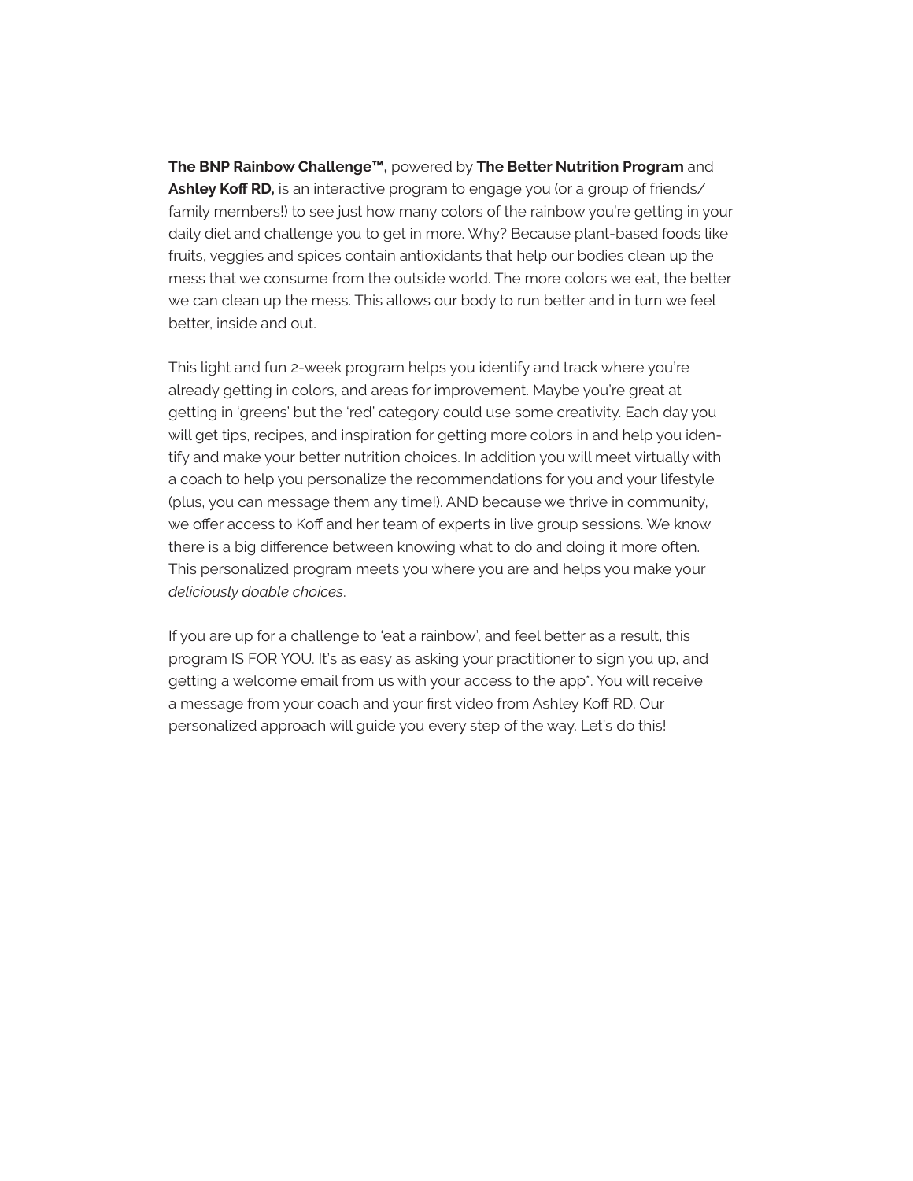**The BNP Rainbow Challenge™,** powered by **The Better Nutrition Program** and **Ashley Koff RD,** is an interactive program to engage you (or a group of friends/family members!) to see just how many colors of the rainbow you're getting in your daily diet and challenge you to get in more. Why? Because plant-based foods like fruits, veggies and spices contain antioxidants that help our bodies clean up the mess that we consume from the outside world. The more colors we eat, the better we can clean up the mess. This allows our body to run better and in turn we feel better, inside and out.

This light and fun 2-week program helps you identify and track where you're already getting in colors, and areas for improvement. Maybe you're great at getting in 'greens' but the 'red' category could use some creativity. Each day you will get tips, recipes, and inspiration for getting more colors in and help you identify and make your better nutrition choices. In addition you will meet virtually with a coach to help you personalize the recommendations for you and your lifestyle (plus, you can message them any time!). AND because we thrive in community, we offer access to Koff and her team of experts in live group sessions. We know there is a big difference between knowing what to do and doing it more often. This personalized program meets you where you are and helps you make your *deliciously doable choices*.

If you are up for a challenge to 'eat a rainbow', and feel better as a result, this program IS FOR YOU. It's as easy as asking your practitioner to sign you up, and getting a welcome email from us with your access to the app*. You will receive a message from your coach and your first video from Ashley Koff RD. Our personalized approach will guide you every step of the way. Let's do this!